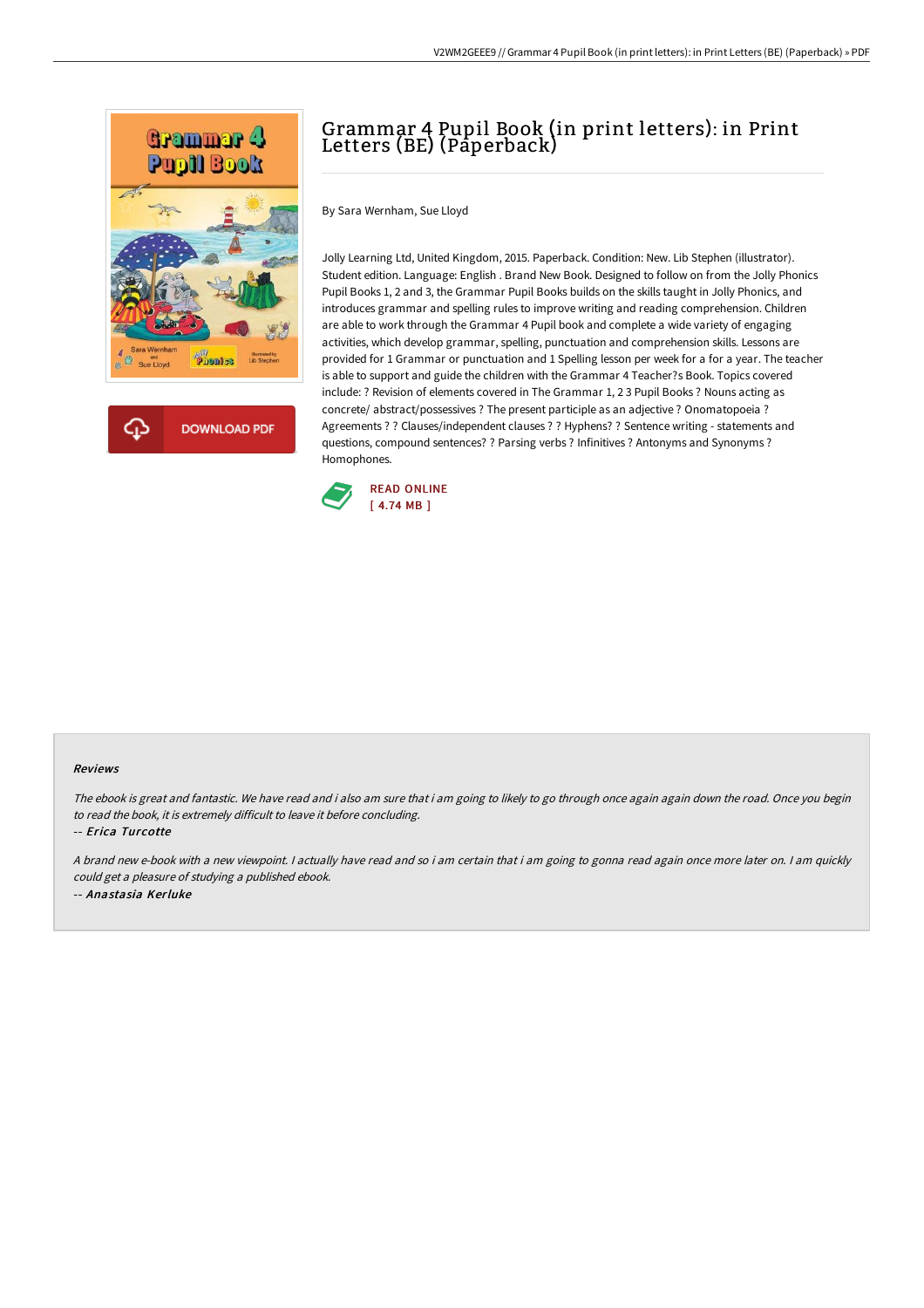# Grammar 4 Pupil Book (in print letters): in Print Letters (BE) (Paperback)

By Sara Wernham, Sue Lloyd

Jolly Learning Ltd, United Kingdom, 2015. Paperback. Condition: New. Lib Stephen (illustrator). Student edition. Language: English . Brand New Book. Designed to follow on from the Jolly Phonics Pupil Books 1, 2 and 3, the Grammar Pupil Books builds on the skills taught in Jolly Phonics, and introduces grammar and spelling rules to improve writing and reading comprehension. Children are able to work through the Grammar 4 Pupil book and complete a wide variety of engaging activities, which develop grammar, spelling, punctuation and comprehension skills. Lessons are provided for 1 Grammar or punctuation and 1 Spelling lesson per week for a for a year. The teacher is able to support and guide the children with the Grammar 4 Teacher?s Book. Topics covered include: ? Revision of elements covered in The Grammar 1, 2 3 Pupil Books ? Nouns acting as concrete/ abstract/possessives ? The present participle as an adjective ? Onomatopoeia ? Agreements ? ? Clauses/independent clauses ? ? Hyphens? ? Sentence writing - statements and questions, compound sentences? ? Parsing verbs ? Infinitives ? Antonyms and Synonyms ? Homophones.

DOWNLOAD PDF

READ ONLINE
[ 4.74 MB ]

### Reviews

*The ebook is great and fantastic. We have read and i also am sure that i am going to likely to go through once again again down the road. Once you begin to read the book, it is extremely difficult to leave it before concluding.*

-- *Erica Turcotte*

*A brand new e-book with a new viewpoint. I actually have read and so i am certain that i am going to gonna read again once more later on. I am quickly could get a pleasure of studying a published ebook.*

-- *Anastasia Kerluke*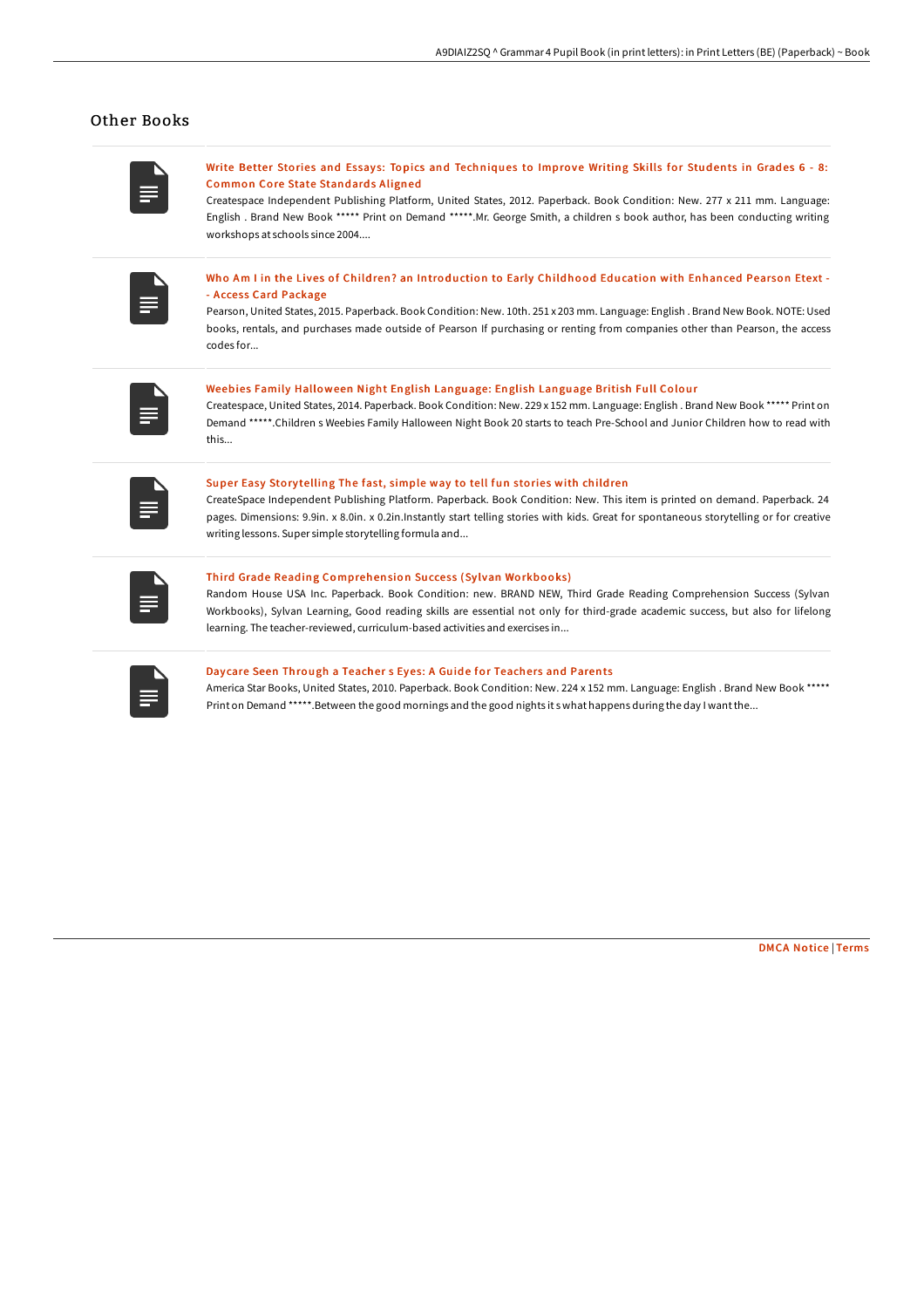## Other Books

**Write Better Stories and Essays: Topics and Techniques to Improve Writing Skills for Students in Grades 6 - 8: Common Core State Standards Aligned**

Createspace Independent Publishing Platform, United States, 2012. Paperback. Book Condition: New. 277 x 211 mm. Language: English . Brand New Book ***** Print on Demand *****.Mr. George Smith, a children s book author, has been conducting writing workshops at schools since 2004....

**Who Am I in the Lives of Children? an Introduction to Early Childhood Education with Enhanced Pearson Etext - - Access Card Package**

Pearson, United States, 2015. Paperback. Book Condition: New. 10th. 251 x 203 mm. Language: English . Brand New Book. NOTE: Used books, rentals, and purchases made outside of Pearson If purchasing or renting from companies other than Pearson, the access codes for...

**Weebies Family Halloween Night English Language: English Language British Full Colour**

Createspace, United States, 2014. Paperback. Book Condition: New. 229 x 152 mm. Language: English . Brand New Book ***** Print on Demand *****.Children s Weebies Family Halloween Night Book 20 starts to teach Pre-School and Junior Children how to read with this...

**Super Easy Storytelling The fast, simple way to tell fun stories with children**

CreateSpace Independent Publishing Platform. Paperback. Book Condition: New. This item is printed on demand. Paperback. 24 pages. Dimensions: 9.9in. x 8.0in. x 0.2in.Instantly start telling stories with kids. Great for spontaneous storytelling or for creative writing lessons. Super simple storytelling formula and...

**Third Grade Reading Comprehension Success (Sylvan Workbooks)**

Random House USA Inc. Paperback. Book Condition: new. BRAND NEW, Third Grade Reading Comprehension Success (Sylvan Workbooks), Sylvan Learning, Good reading skills are essential not only for third-grade academic success, but also for lifelong learning. The teacher-reviewed, curriculum-based activities and exercises in...

**Daycare Seen Through a Teacher s Eyes: A Guide for Teachers and Parents**

America Star Books, United States, 2010. Paperback. Book Condition: New. 224 x 152 mm. Language: English . Brand New Book ***** Print on Demand *****.Between the good mornings and the good nights it s what happens during the day I want the...